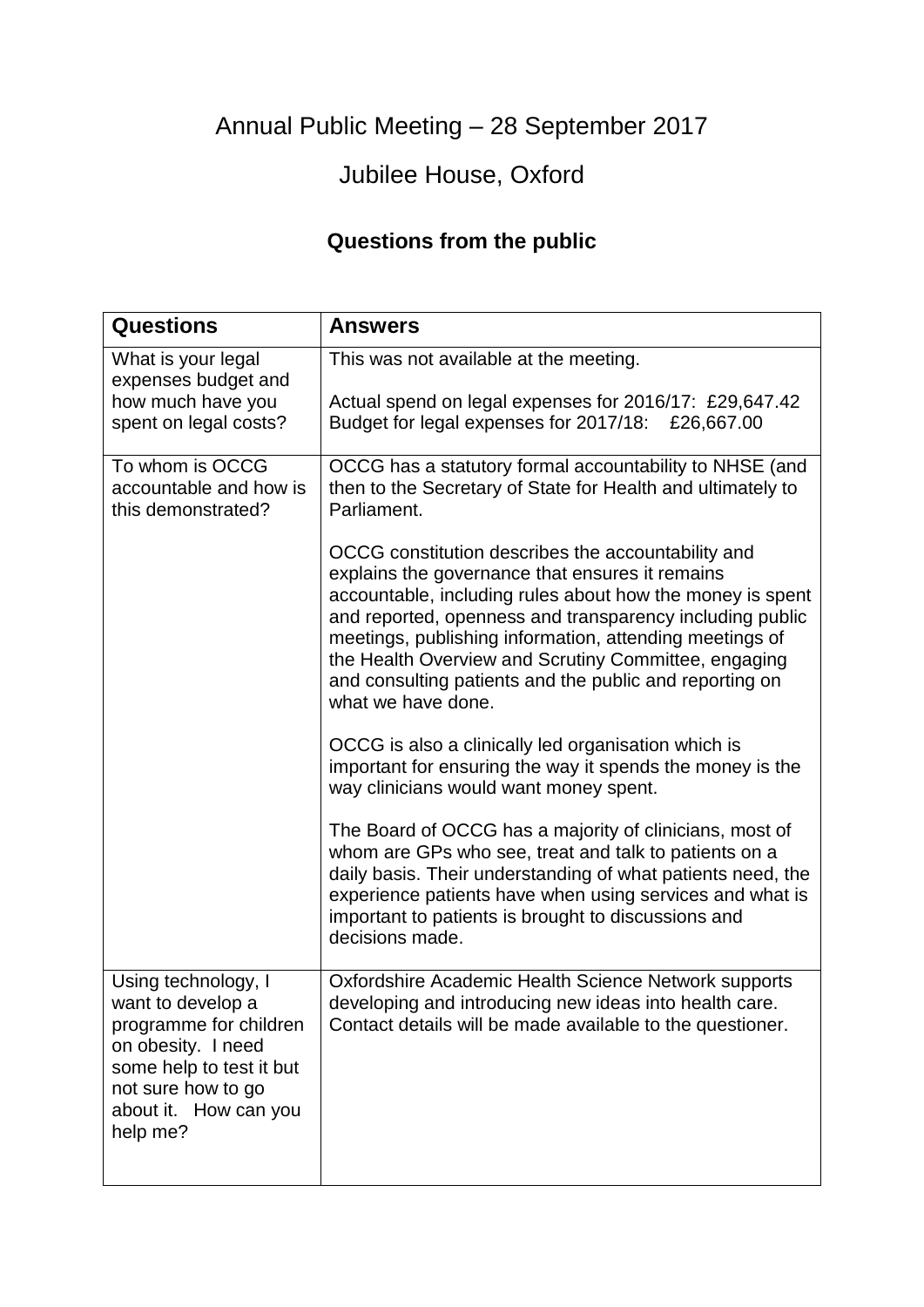# Annual Public Meeting – 28 September 2017

## Jubilee House, Oxford

### Questions from the public

| Questions | Answers |
|---|---|
| What is your legal expenses budget and how much have you spent on legal costs? | This was not available at the meeting.<br><br>Actual spend on legal expenses for 2016/17: £29,647.42<br>Budget for legal expenses for 2017/18: £26,667.00 |
| To whom is OCCG accountable and how is this demonstrated? | OCCG has a statutory formal accountability to NHSE (and then to the Secretary of State for Health and ultimately to Parliament.<br><br>OCCG constitution describes the accountability and explains the governance that ensures it remains accountable, including rules about how the money is spent and reported, openness and transparency including public meetings, publishing information, attending meetings of the Health Overview and Scrutiny Committee, engaging and consulting patients and the public and reporting on what we have done.<br><br>OCCG is also a clinically led organisation which is important for ensuring the way it spends the money is the way clinicians would want money spent.<br><br>The Board of OCCG has a majority of clinicians, most of whom are GPs who see, treat and talk to patients on a daily basis. Their understanding of what patients need, the experience patients have when using services and what is important to patients is brought to discussions and decisions made. |
| Using technology, I want to develop a programme for children on obesity. I need some help to test it but not sure how to go about it. How can you help me? | Oxfordshire Academic Health Science Network supports developing and introducing new ideas into health care. Contact details will be made available to the questioner. |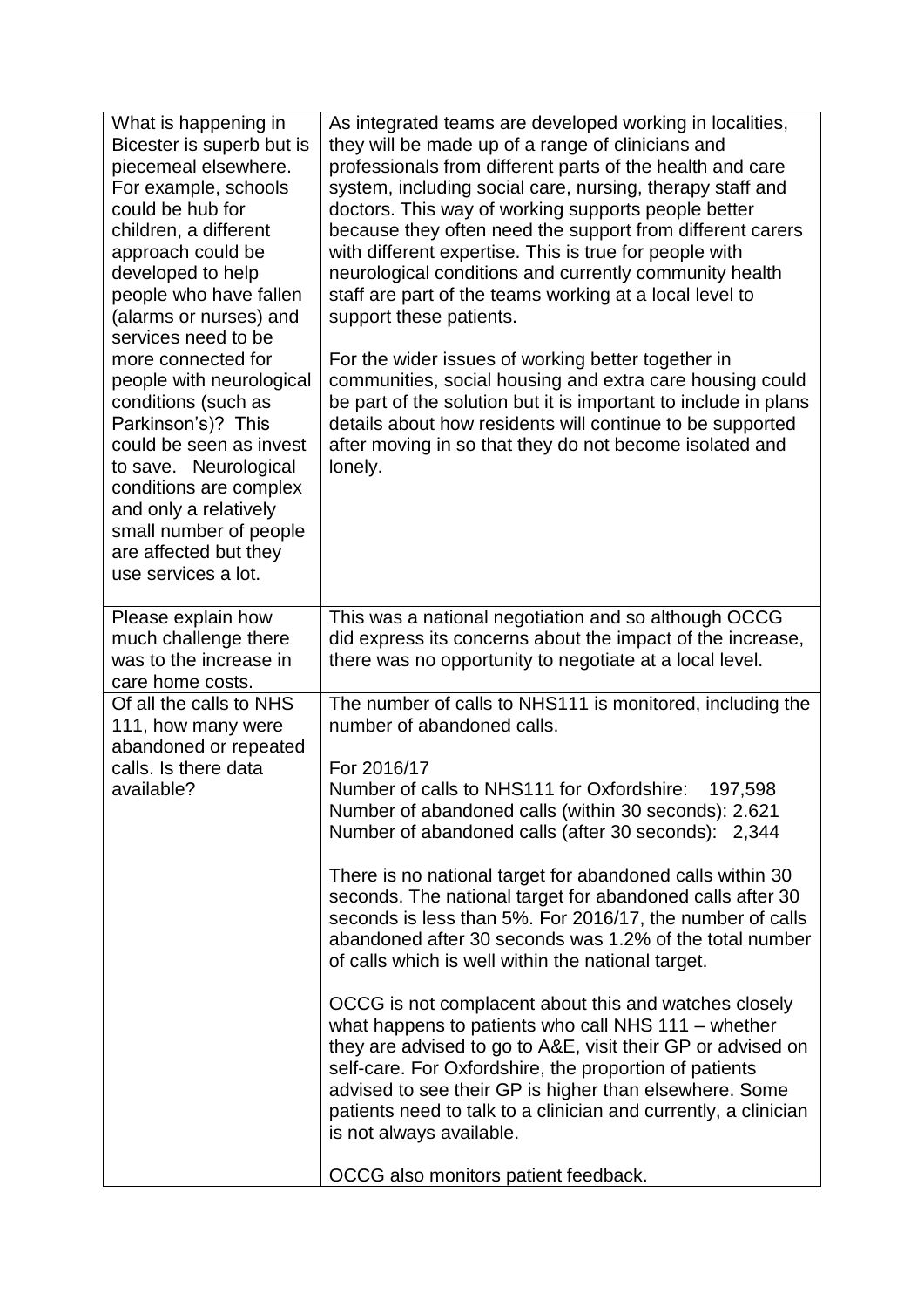| | |
|---|---|
| What is happening in Bicester is superb but is piecemeal elsewhere. For example, schools could be hub for children, a different approach could be developed to help people who have fallen (alarms or nurses) and services need to be more connected for people with neurological conditions (such as Parkinson's)? This could be seen as invest to save. Neurological conditions are complex and only a relatively small number of people are affected but they use services a lot. | As integrated teams are developed working in localities, they will be made up of a range of clinicians and professionals from different parts of the health and care system, including social care, nursing, therapy staff and doctors. This way of working supports people better because they often need the support from different carers with different expertise. This is true for people with neurological conditions and currently community health staff are part of the teams working at a local level to support these patients.<br><br>For the wider issues of working better together in communities, social housing and extra care housing could be part of the solution but it is important to include in plans details about how residents will continue to be supported after moving in so that they do not become isolated and lonely. |
| Please explain how much challenge there was to the increase in care home costs. | This was a national negotiation and so although OCCG did express its concerns about the impact of the increase, there was no opportunity to negotiate at a local level. |
| Of all the calls to NHS 111, how many were abandoned or repeated calls. Is there data available? | The number of calls to NHS111 is monitored, including the number of abandoned calls.<br><br>For 2016/17<br>Number of calls to NHS111 for Oxfordshire: 197,598<br>Number of abandoned calls (within 30 seconds): 2.621<br>Number of abandoned calls (after 30 seconds): 2,344<br><br>There is no national target for abandoned calls within 30 seconds. The national target for abandoned calls after 30 seconds is less than 5%. For 2016/17, the number of calls abandoned after 30 seconds was 1.2% of the total number of calls which is well within the national target.<br><br>OCCG is not complacent about this and watches closely what happens to patients who call NHS 111 – whether they are advised to go to A&E, visit their GP or advised on self-care. For Oxfordshire, the proportion of patients advised to see their GP is higher than elsewhere. Some patients need to talk to a clinician and currently, a clinician is not always available.<br><br>OCCG also monitors patient feedback. |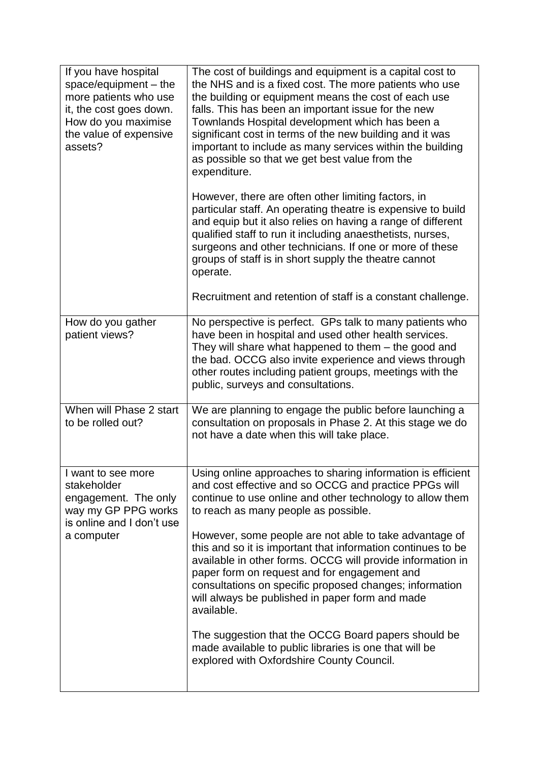| | |
|---|---|
| If you have hospital space/equipment – the more patients who use it, the cost goes down. How do you maximise the value of expensive assets? | The cost of buildings and equipment is a capital cost to the NHS and is a fixed cost. The more patients who use the building or equipment means the cost of each use falls. This has been an important issue for the new Townlands Hospital development which has been a significant cost in terms of the new building and it was important to include as many services within the building as possible so that we get best value from the expenditure.<br><br>However, there are often other limiting factors, in particular staff. An operating theatre is expensive to build and equip but it also relies on having a range of different qualified staff to run it including anaesthetists, nurses, surgeons and other technicians. If one or more of these groups of staff is in short supply the theatre cannot operate.<br><br>Recruitment and retention of staff is a constant challenge. |
| How do you gather patient views? | No perspective is perfect. GPs talk to many patients who have been in hospital and used other health services. They will share what happened to them – the good and the bad. OCCG also invite experience and views through other routes including patient groups, meetings with the public, surveys and consultations. |
| When will Phase 2 start to be rolled out? | We are planning to engage the public before launching a consultation on proposals in Phase 2. At this stage we do not have a date when this will take place. |
| I want to see more stakeholder engagement. The only way my GP PPG works is online and I don't use a computer | Using online approaches to sharing information is efficient and cost effective and so OCCG and practice PPGs will continue to use online and other technology to allow them to reach as many people as possible.<br><br>However, some people are not able to take advantage of this and so it is important that information continues to be available in other forms. OCCG will provide information in paper form on request and for engagement and consultations on specific proposed changes; information will always be published in paper form and made available.<br><br>The suggestion that the OCCG Board papers should be made available to public libraries is one that will be explored with Oxfordshire County Council. |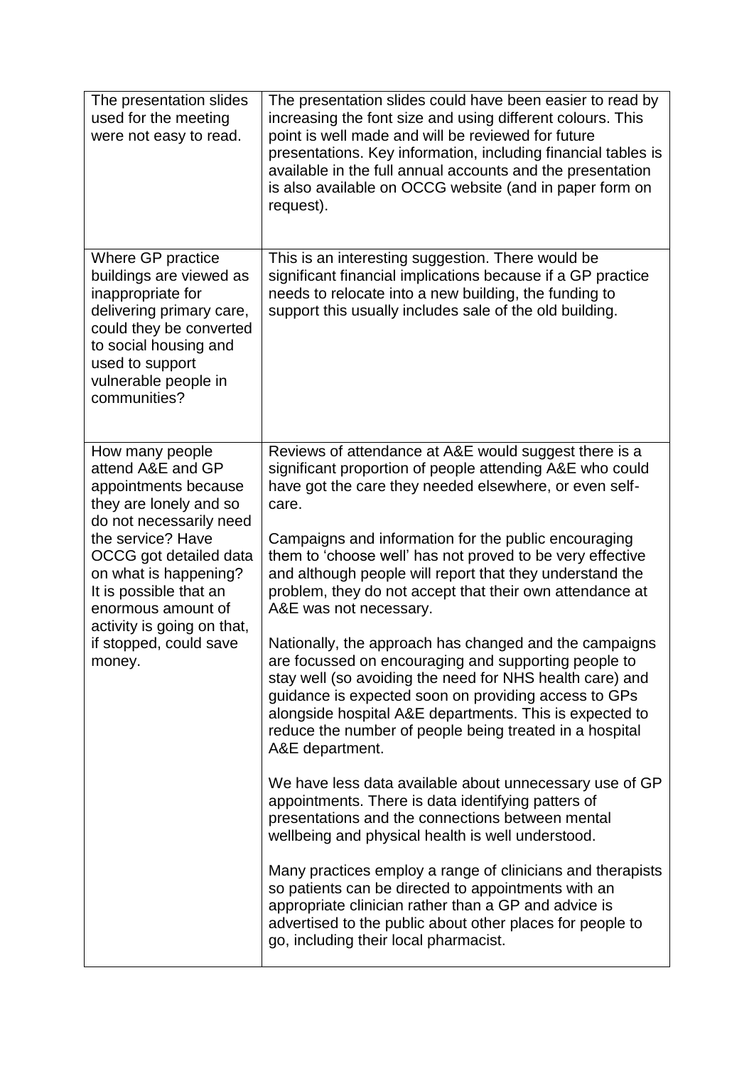| | |
|---|---|
| The presentation slides used for the meeting were not easy to read. | The presentation slides could have been easier to read by increasing the font size and using different colours. This point is well made and will be reviewed for future presentations. Key information, including financial tables is available in the full annual accounts and the presentation is also available on OCCG website (and in paper form on request). |
| Where GP practice buildings are viewed as inappropriate for delivering primary care, could they be converted to social housing and used to support vulnerable people in communities? | This is an interesting suggestion. There would be significant financial implications because if a GP practice needs to relocate into a new building, the funding to support this usually includes sale of the old building. |
| How many people attend A&E and GP appointments because they are lonely and so do not necessarily need the service? Have OCCG got detailed data on what is happening? It is possible that an enormous amount of activity is going on that, if stopped, could save money. | Reviews of attendance at A&E would suggest there is a significant proportion of people attending A&E who could have got the care they needed elsewhere, or even self-care.<br><br>Campaigns and information for the public encouraging them to 'choose well' has not proved to be very effective and although people will report that they understand the problem, they do not accept that their own attendance at A&E was not necessary.<br><br>Nationally, the approach has changed and the campaigns are focussed on encouraging and supporting people to stay well (so avoiding the need for NHS health care) and guidance is expected soon on providing access to GPs alongside hospital A&E departments. This is expected to reduce the number of people being treated in a hospital A&E department.<br><br>We have less data available about unnecessary use of GP appointments. There is data identifying patterns of presentations and the connections between mental wellbeing and physical health is well understood.<br><br>Many practices employ a range of clinicians and therapists so patients can be directed to appointments with an appropriate clinician rather than a GP and advice is advertised to the public about other places for people to go, including their local pharmacist. |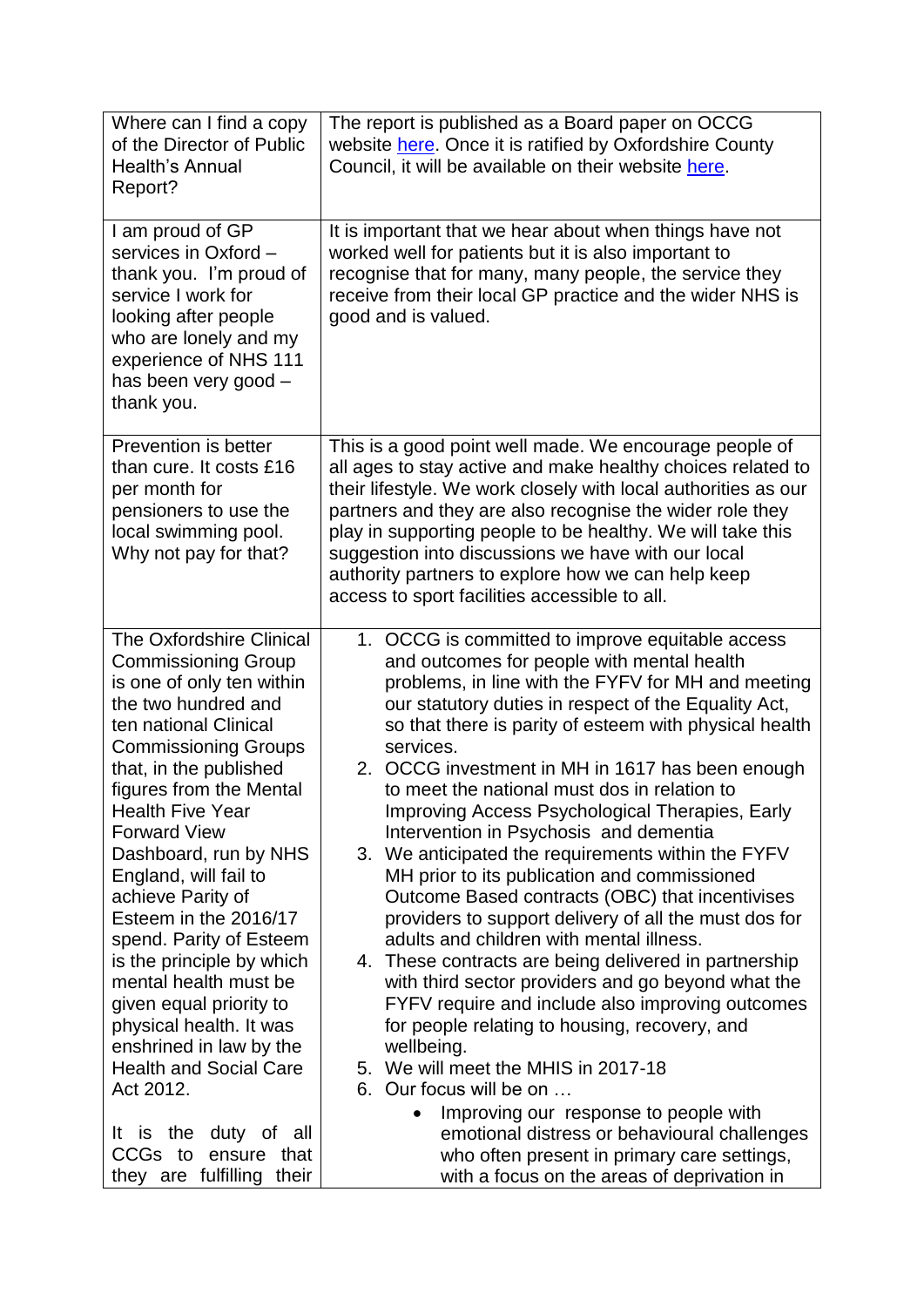| | |
|---|---|
| Where can I find a copy of the Director of Public Health's Annual Report? | The report is published as a Board paper on OCCG website here. Once it is ratified by Oxfordshire County Council, it will be available on their website here. |
| I am proud of GP services in Oxford – thank you. I'm proud of service I work for looking after people who are lonely and my experience of NHS 111 has been very good – thank you. | It is important that we hear about when things have not worked well for patients but it is also important to recognise that for many, many people, the service they receive from their local GP practice and the wider NHS is good and is valued. |
| Prevention is better than cure. It costs £16 per month for pensioners to use the local swimming pool. Why not pay for that? | This is a good point well made. We encourage people of all ages to stay active and make healthy choices related to their lifestyle. We work closely with local authorities as our partners and they are also recognise the wider role they play in supporting people to be healthy. We will take this suggestion into discussions we have with our local authority partners to explore how we can help keep access to sport facilities accessible to all. |
| The Oxfordshire Clinical Commissioning Group is one of only ten within the two hundred and ten national Clinical Commissioning Groups that, in the published figures from the Mental Health Five Year Forward View Dashboard, run by NHS England, will fail to achieve Parity of Esteem in the 2016/17 spend. Parity of Esteem is the principle by which mental health must be given equal priority to physical health. It was enshrined in law by the Health and Social Care Act 2012.<br><br>It is the duty of all CCGs to ensure that they are fulfilling their | 1. OCCG is committed to improve equitable access and outcomes for people with mental health problems, in line with the FYFV for MH and meeting our statutory duties in respect of the Equality Act, so that there is parity of esteem with physical health services.<br>2. OCCG investment in MH in 1617 has been enough to meet the national must dos in relation to Improving Access Psychological Therapies, Early Intervention in Psychosis and dementia<br>3. We anticipated the requirements within the FYFV MH prior to its publication and commissioned Outcome Based contracts (OBC) that incentivises providers to support delivery of all the must dos for adults and children with mental illness.<br>4. These contracts are being delivered in partnership with third sector providers and go beyond what the FYFV require and include also improving outcomes for people relating to housing, recovery, and wellbeing.<br>5. We will meet the MHIS in 2017-18<br>6. Our focus will be on …<br>• Improving our response to people with emotional distress or behavioural challenges who often present in primary care settings, with a focus on the areas of deprivation in |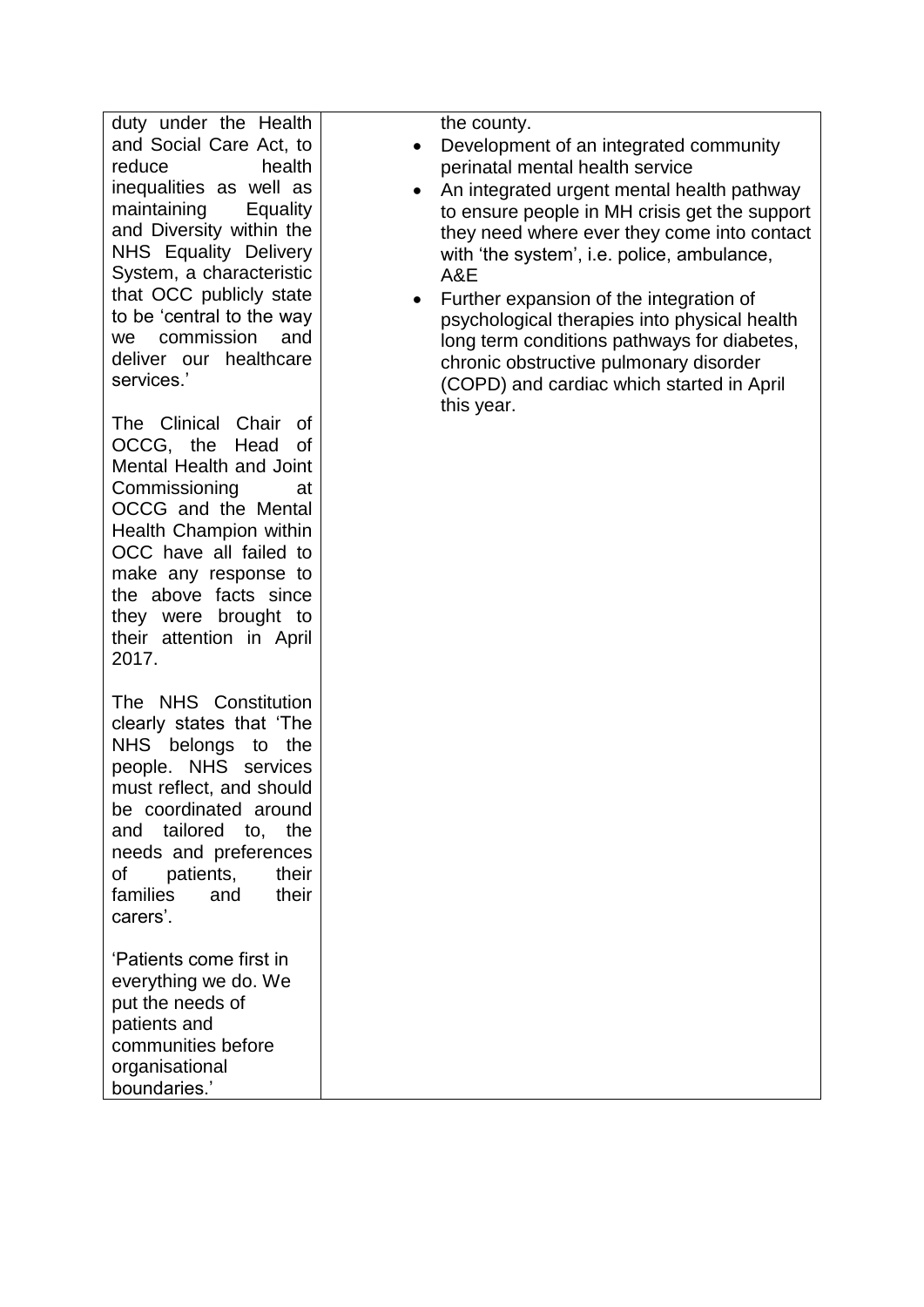| | |
|---|---|
| duty under the Health and Social Care Act, to reduce health inequalities as well as maintaining Equality and Diversity within the NHS Equality Delivery System, a characteristic that OCC publicly state to be 'central to the way we commission and deliver our healthcare services.'<br><br>The Clinical Chair of OCCG, the Head of Mental Health and Joint Commissioning at OCCG and the Mental Health Champion within OCC have all failed to make any response to the above facts since they were brought to their attention in April 2017.<br><br>The NHS Constitution clearly states that 'The NHS belongs to the people. NHS services must reflect, and should be coordinated around and tailored to, the needs and preferences of patients, their families and their carers'.<br><br>'Patients come first in everything we do. We put the needs of patients and communities before organisational boundaries.' | the county.<br>• Development of an integrated community perinatal mental health service<br>• An integrated urgent mental health pathway to ensure people in MH crisis get the support they need where ever they come into contact with 'the system', i.e. police, ambulance, A&E<br>• Further expansion of the integration of psychological therapies into physical health long term conditions pathways for diabetes, chronic obstructive pulmonary disorder (COPD) and cardiac which started in April this year. |